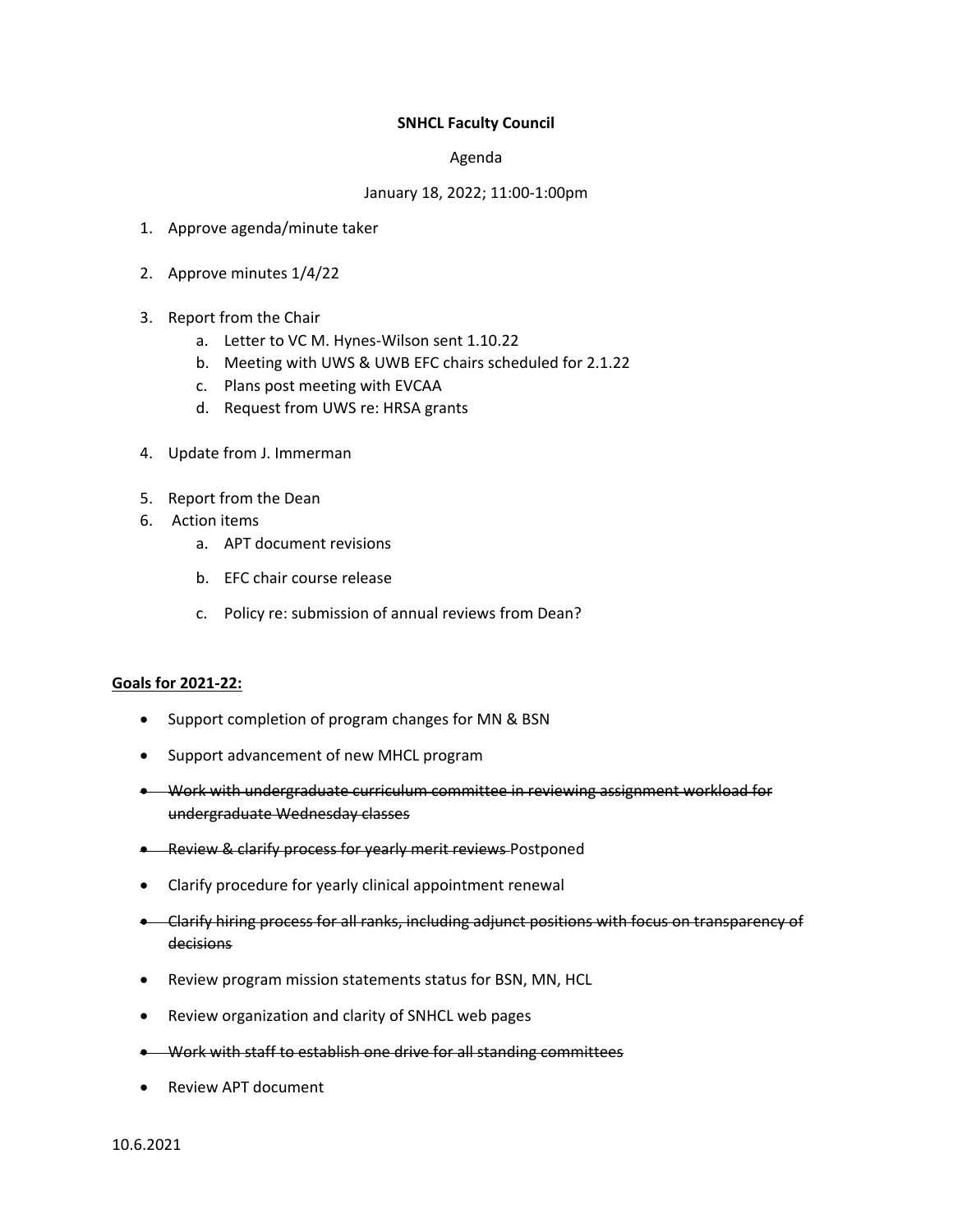**SNHCL Faculty Council**

Agenda

January 18, 2022; 11:00-1:00pm

1. Approve agenda/minute taker

2. Approve minutes 1/4/22

3. Report from the Chair
   a. Letter to VC M. Hynes-Wilson sent 1.10.22
   b. Meeting with UWS & UWB EFC chairs scheduled for 2.1.22
   c. Plans post meeting with EVCAA
   d. Request from UWS re: HRSA grants

4. Update from J. Immerman

5. Report from the Dean
6. Action items
   a. APT document revisions

   b. EFC chair course release

   c. Policy re: submission of annual reviews from Dean?

**Goals for 2021-22:**

- Support completion of program changes for MN & BSN
- Support advancement of new MHCL program
- ~~Work with undergraduate curriculum committee in reviewing assignment workload for undergraduate Wednesday classes~~
- ~~Review & clarify process for yearly merit reviews~~ Postponed
- Clarify procedure for yearly clinical appointment renewal
- ~~Clarify hiring process for all ranks, including adjunct positions with focus on transparency of decisions~~
- Review program mission statements status for BSN, MN, HCL
- Review organization and clarity of SNHCL web pages
- ~~Work with staff to establish one drive for all standing committees~~
- Review APT document

10.6.2021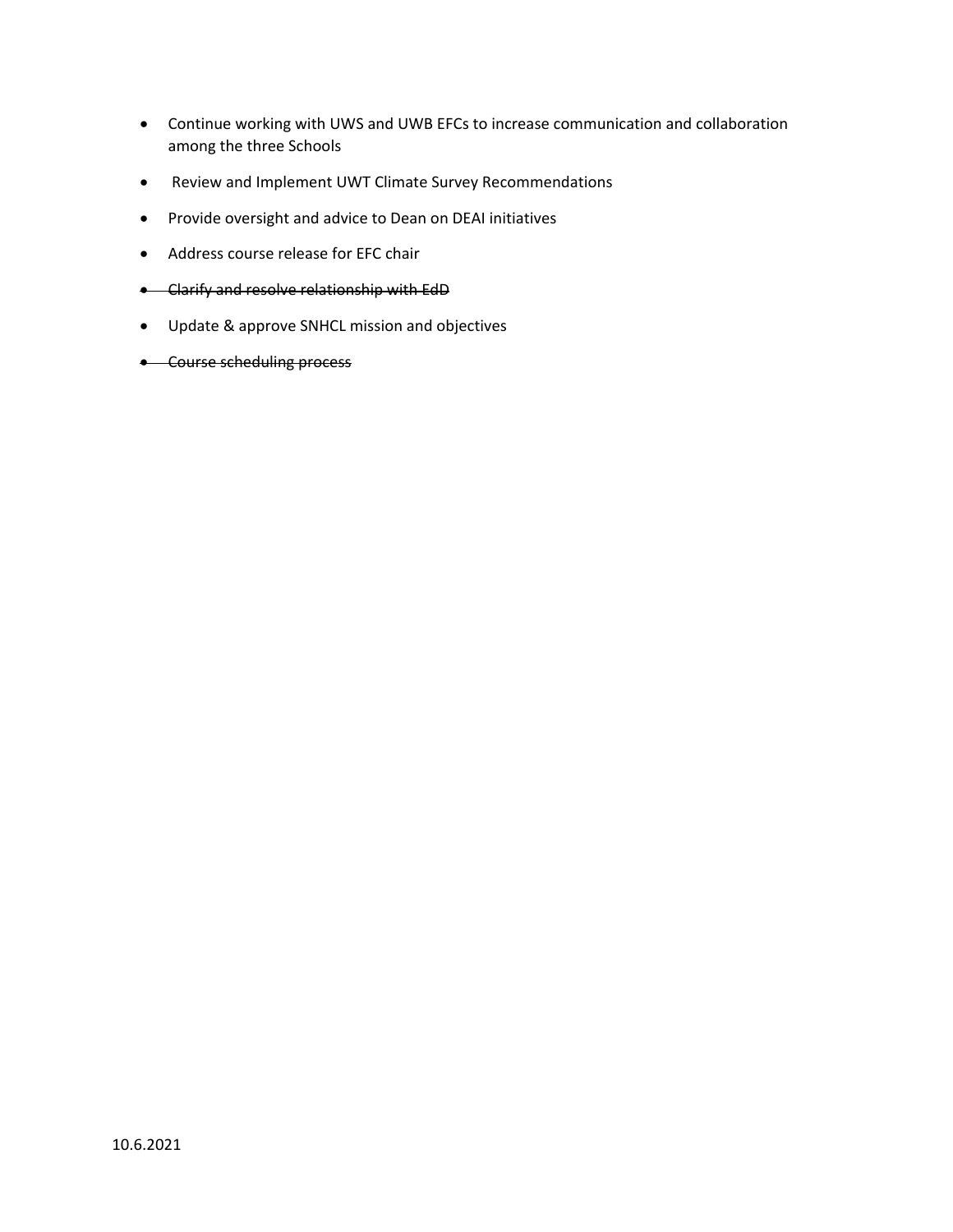- Continue working with UWS and UWB EFCs to increase communication and collaboration among the three Schools
- Review and Implement UWT Climate Survey Recommendations
- Provide oversight and advice to Dean on DEAI initiatives
- Address course release for EFC chair
- ~~Clarify and resolve relationship with EdD~~
- Update & approve SNHCL mission and objectives
- ~~Course scheduling process~~

10.6.2021